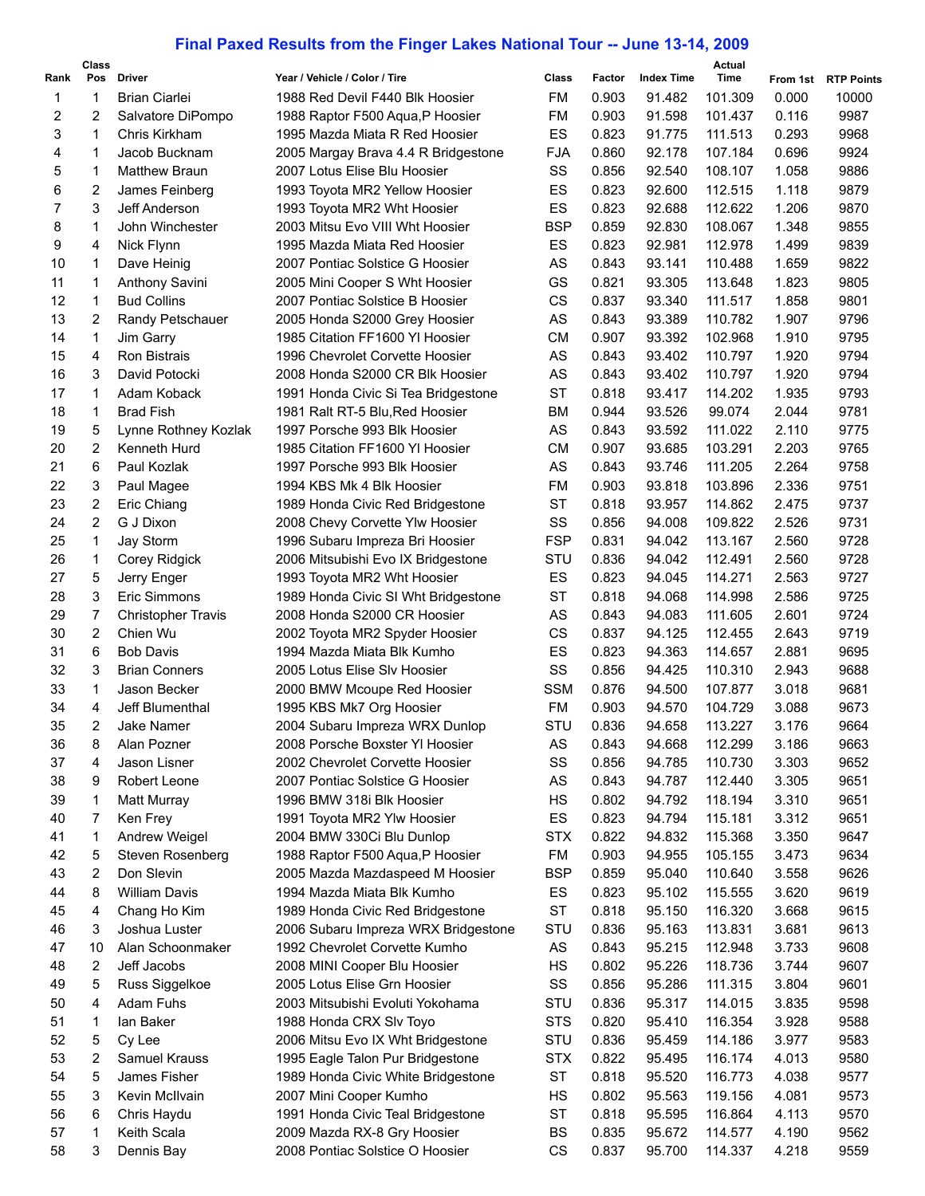# Final Paxed Results from the Finger Lakes National Tour -- June 13-14, 2009

| Rank | Class Pos | Driver | Year / Vehicle / Color / Tire | Class | Factor | Index Time | Actual Time | From 1st | RTP Points |
|---|---|---|---|---|---|---|---|---|---|
| 1 | 1 | Brian Ciarlei | 1988 Red Devil F440 Blk Hoosier | FM | 0.903 | 91.482 | 101.309 | 0.000 | 10000 |
| 2 | 2 | Salvatore DiPompo | 1988 Raptor F500 Aqua,P Hoosier | FM | 0.903 | 91.598 | 101.437 | 0.116 | 9987 |
| 3 | 1 | Chris Kirkham | 1995 Mazda Miata R Red Hoosier | ES | 0.823 | 91.775 | 111.513 | 0.293 | 9968 |
| 4 | 1 | Jacob Bucknam | 2005 Margay Brava 4.4 R Bridgestone | FJA | 0.860 | 92.178 | 107.184 | 0.696 | 9924 |
| 5 | 1 | Matthew Braun | 2007 Lotus Elise Blu Hoosier | SS | 0.856 | 92.540 | 108.107 | 1.058 | 9886 |
| 6 | 2 | James Feinberg | 1993 Toyota MR2 Yellow Hoosier | ES | 0.823 | 92.600 | 112.515 | 1.118 | 9879 |
| 7 | 3 | Jeff Anderson | 1993 Toyota MR2 Wht Hoosier | ES | 0.823 | 92.688 | 112.622 | 1.206 | 9870 |
| 8 | 1 | John Winchester | 2003 Mitsu Evo VIII Wht Hoosier | BSP | 0.859 | 92.830 | 108.067 | 1.348 | 9855 |
| 9 | 4 | Nick Flynn | 1995 Mazda Miata Red Hoosier | ES | 0.823 | 92.981 | 112.978 | 1.499 | 9839 |
| 10 | 1 | Dave Heinig | 2007 Pontiac Solstice G Hoosier | AS | 0.843 | 93.141 | 110.488 | 1.659 | 9822 |
| 11 | 1 | Anthony Savini | 2005 Mini Cooper S Wht Hoosier | GS | 0.821 | 93.305 | 113.648 | 1.823 | 9805 |
| 12 | 1 | Bud Collins | 2007 Pontiac Solstice B Hoosier | CS | 0.837 | 93.340 | 111.517 | 1.858 | 9801 |
| 13 | 2 | Randy Petschauer | 2005 Honda S2000 Grey Hoosier | AS | 0.843 | 93.389 | 110.782 | 1.907 | 9796 |
| 14 | 1 | Jim Garry | 1985 Citation FF1600 Yl Hoosier | CM | 0.907 | 93.392 | 102.968 | 1.910 | 9795 |
| 15 | 4 | Ron Bistrais | 1996 Chevrolet Corvette Hoosier | AS | 0.843 | 93.402 | 110.797 | 1.920 | 9794 |
| 16 | 3 | David Potocki | 2008 Honda S2000 CR Blk Hoosier | AS | 0.843 | 93.402 | 110.797 | 1.920 | 9794 |
| 17 | 1 | Adam Koback | 1991 Honda Civic Si Tea Bridgestone | ST | 0.818 | 93.417 | 114.202 | 1.935 | 9793 |
| 18 | 1 | Brad Fish | 1981 Ralt RT-5 Blu,Red Hoosier | BM | 0.944 | 93.526 | 99.074 | 2.044 | 9781 |
| 19 | 5 | Lynne Rothney Kozlak | 1997 Porsche 993 Blk Hoosier | AS | 0.843 | 93.592 | 111.022 | 2.110 | 9775 |
| 20 | 2 | Kenneth Hurd | 1985 Citation FF1600 Yl Hoosier | CM | 0.907 | 93.685 | 103.291 | 2.203 | 9765 |
| 21 | 6 | Paul Kozlak | 1997 Porsche 993 Blk Hoosier | AS | 0.843 | 93.746 | 111.205 | 2.264 | 9758 |
| 22 | 3 | Paul Magee | 1994 KBS Mk 4 Blk Hoosier | FM | 0.903 | 93.818 | 103.896 | 2.336 | 9751 |
| 23 | 2 | Eric Chiang | 1989 Honda Civic Red Bridgestone | ST | 0.818 | 93.957 | 114.862 | 2.475 | 9737 |
| 24 | 2 | G J Dixon | 2008 Chevy Corvette Ylw Hoosier | SS | 0.856 | 94.008 | 109.822 | 2.526 | 9731 |
| 25 | 1 | Jay Storm | 1996 Subaru Impreza Bri Hoosier | FSP | 0.831 | 94.042 | 113.167 | 2.560 | 9728 |
| 26 | 1 | Corey Ridgick | 2006 Mitsubishi Evo IX Bridgestone | STU | 0.836 | 94.042 | 112.491 | 2.560 | 9728 |
| 27 | 5 | Jerry Enger | 1993 Toyota MR2 Wht Hoosier | ES | 0.823 | 94.045 | 114.271 | 2.563 | 9727 |
| 28 | 3 | Eric Simmons | 1989 Honda Civic SI Wht Bridgestone | ST | 0.818 | 94.068 | 114.998 | 2.586 | 9725 |
| 29 | 7 | Christopher Travis | 2008 Honda S2000 CR Hoosier | AS | 0.843 | 94.083 | 111.605 | 2.601 | 9724 |
| 30 | 2 | Chien Wu | 2002 Toyota MR2 Spyder Hoosier | CS | 0.837 | 94.125 | 112.455 | 2.643 | 9719 |
| 31 | 6 | Bob Davis | 1994 Mazda Miata Blk Kumho | ES | 0.823 | 94.363 | 114.657 | 2.881 | 9695 |
| 32 | 3 | Brian Conners | 2005 Lotus Elise Slv Hoosier | SS | 0.856 | 94.425 | 110.310 | 2.943 | 9688 |
| 33 | 1 | Jason Becker | 2000 BMW Mcoupe Red Hoosier | SSM | 0.876 | 94.500 | 107.877 | 3.018 | 9681 |
| 34 | 4 | Jeff Blumenthal | 1995 KBS Mk7 Org Hoosier | FM | 0.903 | 94.570 | 104.729 | 3.088 | 9673 |
| 35 | 2 | Jake Namer | 2004 Subaru Impreza WRX Dunlop | STU | 0.836 | 94.658 | 113.227 | 3.176 | 9664 |
| 36 | 8 | Alan Pozner | 2008 Porsche Boxster Yl Hoosier | AS | 0.843 | 94.668 | 112.299 | 3.186 | 9663 |
| 37 | 4 | Jason Lisner | 2002 Chevrolet Corvette Hoosier | SS | 0.856 | 94.785 | 110.730 | 3.303 | 9652 |
| 38 | 9 | Robert Leone | 2007 Pontiac Solstice G Hoosier | AS | 0.843 | 94.787 | 112.440 | 3.305 | 9651 |
| 39 | 1 | Matt Murray | 1996 BMW 318i Blk Hoosier | HS | 0.802 | 94.792 | 118.194 | 3.310 | 9651 |
| 40 | 7 | Ken Frey | 1991 Toyota MR2 Ylw Hoosier | ES | 0.823 | 94.794 | 115.181 | 3.312 | 9651 |
| 41 | 1 | Andrew Weigel | 2004 BMW 330Ci Blu Dunlop | STX | 0.822 | 94.832 | 115.368 | 3.350 | 9647 |
| 42 | 5 | Steven Rosenberg | 1988 Raptor F500 Aqua,P Hoosier | FM | 0.903 | 94.955 | 105.155 | 3.473 | 9634 |
| 43 | 2 | Don Slevin | 2005 Mazda Mazdaspeed M Hoosier | BSP | 0.859 | 95.040 | 110.640 | 3.558 | 9626 |
| 44 | 8 | William Davis | 1994 Mazda Miata Blk Kumho | ES | 0.823 | 95.102 | 115.555 | 3.620 | 9619 |
| 45 | 4 | Chang Ho Kim | 1989 Honda Civic Red Bridgestone | ST | 0.818 | 95.150 | 116.320 | 3.668 | 9615 |
| 46 | 3 | Joshua Luster | 2006 Subaru Impreza WRX Bridgestone | STU | 0.836 | 95.163 | 113.831 | 3.681 | 9613 |
| 47 | 10 | Alan Schoonmaker | 1992 Chevrolet Corvette Kumho | AS | 0.843 | 95.215 | 112.948 | 3.733 | 9608 |
| 48 | 2 | Jeff Jacobs | 2008 MINI Cooper Blu Hoosier | HS | 0.802 | 95.226 | 118.736 | 3.744 | 9607 |
| 49 | 5 | Russ Siggelkoe | 2005 Lotus Elise Grn Hoosier | SS | 0.856 | 95.286 | 111.315 | 3.804 | 9601 |
| 50 | 4 | Adam Fuhs | 2003 Mitsubishi Evoluti Yokohama | STU | 0.836 | 95.317 | 114.015 | 3.835 | 9598 |
| 51 | 1 | Ian Baker | 1988 Honda CRX Slv Toyo | STS | 0.820 | 95.410 | 116.354 | 3.928 | 9588 |
| 52 | 5 | Cy Lee | 2006 Mitsu Evo IX Wht Bridgestone | STU | 0.836 | 95.459 | 114.186 | 3.977 | 9583 |
| 53 | 2 | Samuel Krauss | 1995 Eagle Talon Pur Bridgestone | STX | 0.822 | 95.495 | 116.174 | 4.013 | 9580 |
| 54 | 5 | James Fisher | 1989 Honda Civic White Bridgestone | ST | 0.818 | 95.520 | 116.773 | 4.038 | 9577 |
| 55 | 3 | Kevin McIlvain | 2007 Mini Cooper Kumho | HS | 0.802 | 95.563 | 119.156 | 4.081 | 9573 |
| 56 | 6 | Chris Haydu | 1991 Honda Civic Teal Bridgestone | ST | 0.818 | 95.595 | 116.864 | 4.113 | 9570 |
| 57 | 1 | Keith Scala | 2009 Mazda RX-8 Gry Hoosier | BS | 0.835 | 95.672 | 114.577 | 4.190 | 9562 |
| 58 | 3 | Dennis Bay | 2008 Pontiac Solstice O Hoosier | CS | 0.837 | 95.700 | 114.337 | 4.218 | 9559 |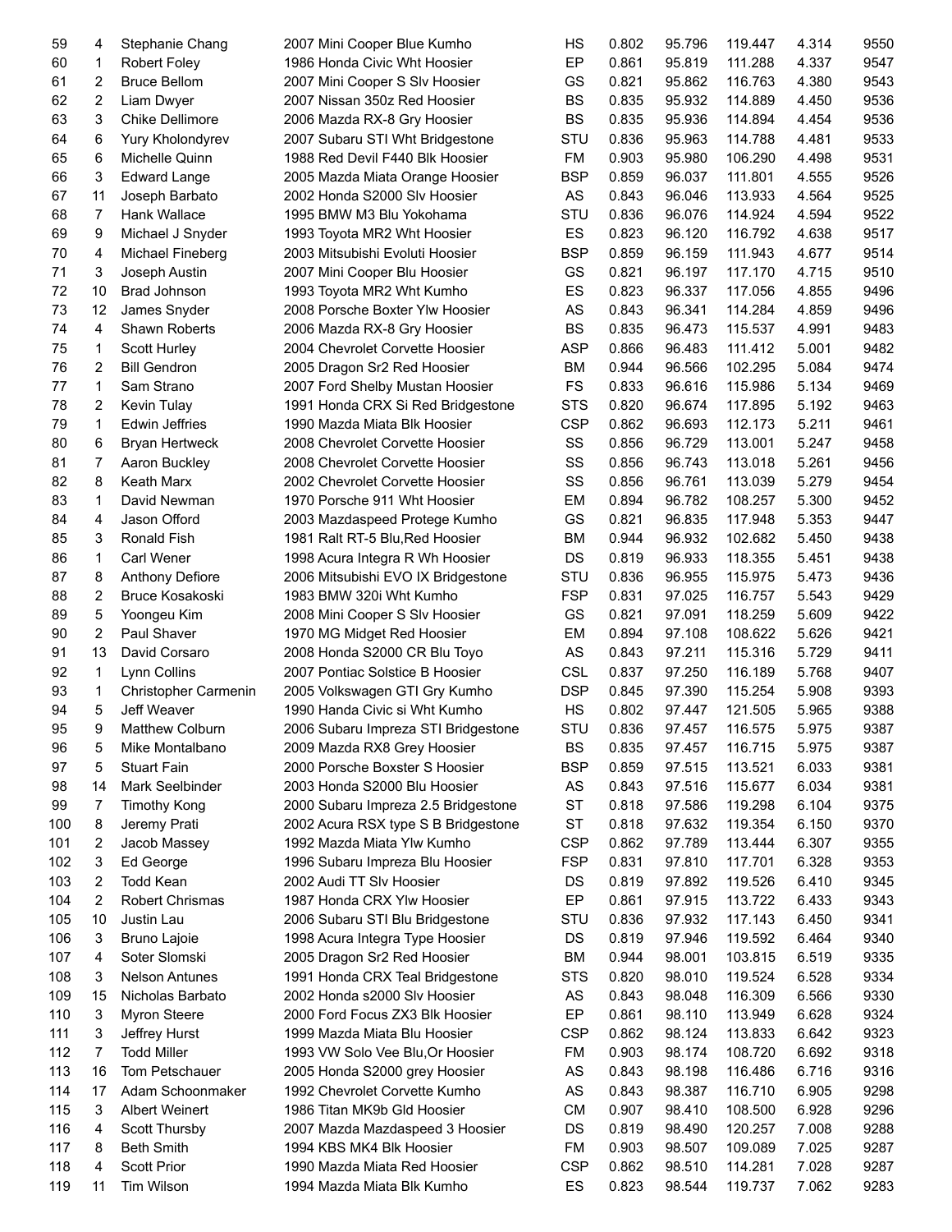| 59 | 4 | Stephanie Chang | 2007 Mini Cooper Blue Kumho | HS | 0.802 | 95.796 | 119.447 | 4.314 | 9550 |
|---|---|---|---|---|---|---|---|---|---|
| 60 | 1 | Robert Foley | 1986 Honda Civic Wht Hoosier | EP | 0.861 | 95.819 | 111.288 | 4.337 | 9547 |
| 61 | 2 | Bruce Bellom | 2007 Mini Cooper S Slv Hoosier | GS | 0.821 | 95.862 | 116.763 | 4.380 | 9543 |
| 62 | 2 | Liam Dwyer | 2007 Nissan 350z Red Hoosier | BS | 0.835 | 95.932 | 114.889 | 4.450 | 9536 |
| 63 | 3 | Chike Dellimore | 2006 Mazda RX-8 Gry Hoosier | BS | 0.835 | 95.936 | 114.894 | 4.454 | 9536 |
| 64 | 6 | Yury Kholondyrev | 2007 Subaru STI Wht Bridgestone | STU | 0.836 | 95.963 | 114.788 | 4.481 | 9533 |
| 65 | 6 | Michelle Quinn | 1988 Red Devil F440 Blk Hoosier | FM | 0.903 | 95.980 | 106.290 | 4.498 | 9531 |
| 66 | 3 | Edward Lange | 2005 Mazda Miata Orange Hoosier | BSP | 0.859 | 96.037 | 111.801 | 4.555 | 9526 |
| 67 | 11 | Joseph Barbato | 2002 Honda S2000 Slv Hoosier | AS | 0.843 | 96.046 | 113.933 | 4.564 | 9525 |
| 68 | 7 | Hank Wallace | 1995 BMW M3 Blu Yokohama | STU | 0.836 | 96.076 | 114.924 | 4.594 | 9522 |
| 69 | 9 | Michael J Snyder | 1993 Toyota MR2 Wht Hoosier | ES | 0.823 | 96.120 | 116.792 | 4.638 | 9517 |
| 70 | 4 | Michael Fineberg | 2003 Mitsubishi Evoluti Hoosier | BSP | 0.859 | 96.159 | 111.943 | 4.677 | 9514 |
| 71 | 3 | Joseph Austin | 2007 Mini Cooper Blu Hoosier | GS | 0.821 | 96.197 | 117.170 | 4.715 | 9510 |
| 72 | 10 | Brad Johnson | 1993 Toyota MR2 Wht Kumho | ES | 0.823 | 96.337 | 117.056 | 4.855 | 9496 |
| 73 | 12 | James Snyder | 2008 Porsche Boxter Ylw Hoosier | AS | 0.843 | 96.341 | 114.284 | 4.859 | 9496 |
| 74 | 4 | Shawn Roberts | 2006 Mazda RX-8 Gry Hoosier | BS | 0.835 | 96.473 | 115.537 | 4.991 | 9483 |
| 75 | 1 | Scott Hurley | 2004 Chevrolet Corvette Hoosier | ASP | 0.866 | 96.483 | 111.412 | 5.001 | 9482 |
| 76 | 2 | Bill Gendron | 2005 Dragon Sr2 Red Hoosier | BM | 0.944 | 96.566 | 102.295 | 5.084 | 9474 |
| 77 | 1 | Sam Strano | 2007 Ford Shelby Mustan Hoosier | FS | 0.833 | 96.616 | 115.986 | 5.134 | 9469 |
| 78 | 2 | Kevin Tulay | 1991 Honda CRX Si Red Bridgestone | STS | 0.820 | 96.674 | 117.895 | 5.192 | 9463 |
| 79 | 1 | Edwin Jeffries | 1990 Mazda Miata Blk Hoosier | CSP | 0.862 | 96.693 | 112.173 | 5.211 | 9461 |
| 80 | 6 | Bryan Hertweck | 2008 Chevrolet Corvette Hoosier | SS | 0.856 | 96.729 | 113.001 | 5.247 | 9458 |
| 81 | 7 | Aaron Buckley | 2008 Chevrolet Corvette Hoosier | SS | 0.856 | 96.743 | 113.018 | 5.261 | 9456 |
| 82 | 8 | Keath Marx | 2002 Chevrolet Corvette Hoosier | SS | 0.856 | 96.761 | 113.039 | 5.279 | 9454 |
| 83 | 1 | David Newman | 1970 Porsche 911 Wht Hoosier | EM | 0.894 | 96.782 | 108.257 | 5.300 | 9452 |
| 84 | 4 | Jason Offord | 2003 Mazdaspeed Protege Kumho | GS | 0.821 | 96.835 | 117.948 | 5.353 | 9447 |
| 85 | 3 | Ronald Fish | 1981 Ralt RT-5 Blu,Red Hoosier | BM | 0.944 | 96.932 | 102.682 | 5.450 | 9438 |
| 86 | 1 | Carl Wener | 1998 Acura Integra R Wh Hoosier | DS | 0.819 | 96.933 | 118.355 | 5.451 | 9438 |
| 87 | 8 | Anthony Defiore | 2006 Mitsubishi EVO IX Bridgestone | STU | 0.836 | 96.955 | 115.975 | 5.473 | 9436 |
| 88 | 2 | Bruce Kosakoski | 1983 BMW 320i Wht Kumho | FSP | 0.831 | 97.025 | 116.757 | 5.543 | 9429 |
| 89 | 5 | Yoongeu Kim | 2008 Mini Cooper S Slv Hoosier | GS | 0.821 | 97.091 | 118.259 | 5.609 | 9422 |
| 90 | 2 | Paul Shaver | 1970 MG Midget Red Hoosier | EM | 0.894 | 97.108 | 108.622 | 5.626 | 9421 |
| 91 | 13 | David Corsaro | 2008 Honda S2000 CR Blu Toyo | AS | 0.843 | 97.211 | 115.316 | 5.729 | 9411 |
| 92 | 1 | Lynn Collins | 2007 Pontiac Solstice B Hoosier | CSL | 0.837 | 97.250 | 116.189 | 5.768 | 9407 |
| 93 | 1 | Christopher Carmenin | 2005 Volkswagen GTI Gry Kumho | DSP | 0.845 | 97.390 | 115.254 | 5.908 | 9393 |
| 94 | 5 | Jeff Weaver | 1990 Handa Civic si Wht Kumho | HS | 0.802 | 97.447 | 121.505 | 5.965 | 9388 |
| 95 | 9 | Matthew Colburn | 2006 Subaru Impreza STI Bridgestone | STU | 0.836 | 97.457 | 116.575 | 5.975 | 9387 |
| 96 | 5 | Mike Montalbano | 2009 Mazda RX8 Grey Hoosier | BS | 0.835 | 97.457 | 116.715 | 5.975 | 9387 |
| 97 | 5 | Stuart Fain | 2000 Porsche Boxster S Hoosier | BSP | 0.859 | 97.515 | 113.521 | 6.033 | 9381 |
| 98 | 14 | Mark Seelbinder | 2003 Honda S2000 Blu Hoosier | AS | 0.843 | 97.516 | 115.677 | 6.034 | 9381 |
| 99 | 7 | Timothy Kong | 2000 Subaru Impreza 2.5 Bridgestone | ST | 0.818 | 97.586 | 119.298 | 6.104 | 9375 |
| 100 | 8 | Jeremy Prati | 2002 Acura RSX type S B Bridgestone | ST | 0.818 | 97.632 | 119.354 | 6.150 | 9370 |
| 101 | 2 | Jacob Massey | 1992 Mazda Miata Ylw Kumho | CSP | 0.862 | 97.789 | 113.444 | 6.307 | 9355 |
| 102 | 3 | Ed George | 1996 Subaru Impreza Blu Hoosier | FSP | 0.831 | 97.810 | 117.701 | 6.328 | 9353 |
| 103 | 2 | Todd Kean | 2002 Audi TT Slv Hoosier | DS | 0.819 | 97.892 | 119.526 | 6.410 | 9345 |
| 104 | 2 | Robert Chrismas | 1987 Honda CRX Ylw Hoosier | EP | 0.861 | 97.915 | 113.722 | 6.433 | 9343 |
| 105 | 10 | Justin Lau | 2006 Subaru STI Blu Bridgestone | STU | 0.836 | 97.932 | 117.143 | 6.450 | 9341 |
| 106 | 3 | Bruno Lajoie | 1998 Acura Integra Type Hoosier | DS | 0.819 | 97.946 | 119.592 | 6.464 | 9340 |
| 107 | 4 | Soter Slomski | 2005 Dragon Sr2 Red Hoosier | BM | 0.944 | 98.001 | 103.815 | 6.519 | 9335 |
| 108 | 3 | Nelson Antunes | 1991 Honda CRX Teal Bridgestone | STS | 0.820 | 98.010 | 119.524 | 6.528 | 9334 |
| 109 | 15 | Nicholas Barbato | 2002 Honda s2000 Slv Hoosier | AS | 0.843 | 98.048 | 116.309 | 6.566 | 9330 |
| 110 | 3 | Myron Steere | 2000 Ford Focus ZX3 Blk Hoosier | EP | 0.861 | 98.110 | 113.949 | 6.628 | 9324 |
| 111 | 3 | Jeffrey Hurst | 1999 Mazda Miata Blu Hoosier | CSP | 0.862 | 98.124 | 113.833 | 6.642 | 9323 |
| 112 | 7 | Todd Miller | 1993 VW Solo Vee Blu,Or Hoosier | FM | 0.903 | 98.174 | 108.720 | 6.692 | 9318 |
| 113 | 16 | Tom Petschauer | 2005 Honda S2000 grey Hoosier | AS | 0.843 | 98.198 | 116.486 | 6.716 | 9316 |
| 114 | 17 | Adam Schoonmaker | 1992 Chevrolet Corvette Kumho | AS | 0.843 | 98.387 | 116.710 | 6.905 | 9298 |
| 115 | 3 | Albert Weinert | 1986 Titan MK9b Gld Hoosier | CM | 0.907 | 98.410 | 108.500 | 6.928 | 9296 |
| 116 | 4 | Scott Thursby | 2007 Mazda Mazdaspeed 3 Hoosier | DS | 0.819 | 98.490 | 120.257 | 7.008 | 9288 |
| 117 | 8 | Beth Smith | 1994 KBS MK4 Blk Hoosier | FM | 0.903 | 98.507 | 109.089 | 7.025 | 9287 |
| 118 | 4 | Scott Prior | 1990 Mazda Miata Red Hoosier | CSP | 0.862 | 98.510 | 114.281 | 7.028 | 9287 |
| 119 | 11 | Tim Wilson | 1994 Mazda Miata Blk Kumho | ES | 0.823 | 98.544 | 119.737 | 7.062 | 9283 |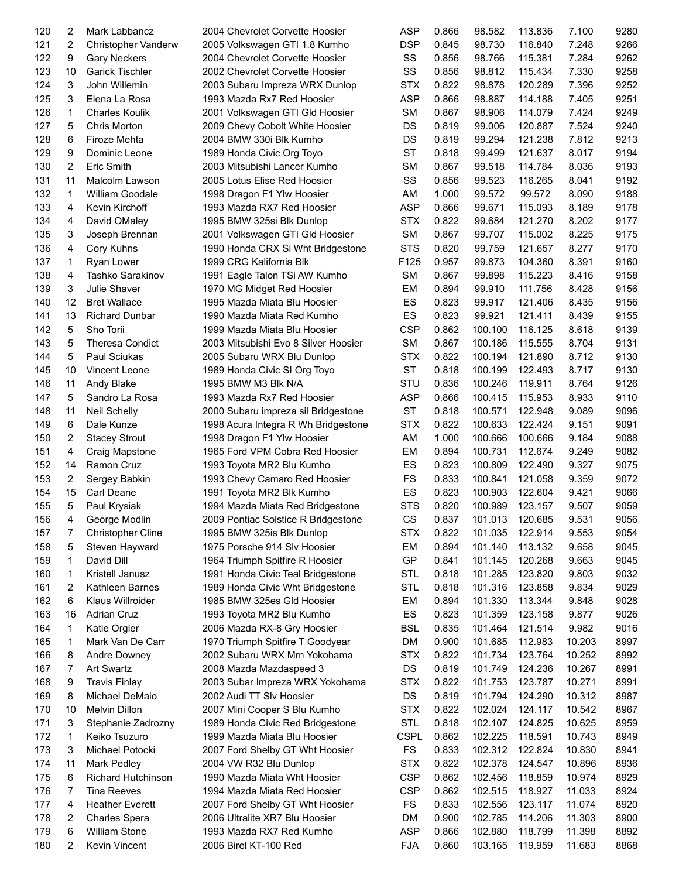| | | | | | | | | | |
|---|---|---|---|---|---|---|---|---|---|
| 120 | 2 | Mark Labbancz | 2004 Chevrolet Corvette Hoosier | ASP | 0.866 | 98.582 | 113.836 | 7.100 | 9280 |
| 121 | 2 | Christopher Vanderw | 2005 Volkswagen GTI 1.8 Kumho | DSP | 0.845 | 98.730 | 116.840 | 7.248 | 9266 |
| 122 | 9 | Gary Neckers | 2004 Chevrolet Corvette Hoosier | SS | 0.856 | 98.766 | 115.381 | 7.284 | 9262 |
| 123 | 10 | Garick Tischler | 2002 Chevrolet Corvette Hoosier | SS | 0.856 | 98.812 | 115.434 | 7.330 | 9258 |
| 124 | 3 | John Willemin | 2003 Subaru Impreza WRX Dunlop | STX | 0.822 | 98.878 | 120.289 | 7.396 | 9252 |
| 125 | 3 | Elena La Rosa | 1993 Mazda Rx7 Red Hoosier | ASP | 0.866 | 98.887 | 114.188 | 7.405 | 9251 |
| 126 | 1 | Charles Koulik | 2001 Volkswagen GTI Gld Hoosier | SM | 0.867 | 98.906 | 114.079 | 7.424 | 9249 |
| 127 | 5 | Chris Morton | 2009 Chevy Cobolt White Hoosier | DS | 0.819 | 99.006 | 120.887 | 7.524 | 9240 |
| 128 | 6 | Firoze Mehta | 2004 BMW 330i Blk Kumho | DS | 0.819 | 99.294 | 121.238 | 7.812 | 9213 |
| 129 | 9 | Dominic Leone | 1989 Honda Civic Org Toyo | ST | 0.818 | 99.499 | 121.637 | 8.017 | 9194 |
| 130 | 2 | Eric Smith | 2003 Mitsubishi Lancer Kumho | SM | 0.867 | 99.518 | 114.784 | 8.036 | 9193 |
| 131 | 11 | Malcolm Lawson | 2005 Lotus Elise Red Hoosier | SS | 0.856 | 99.523 | 116.265 | 8.041 | 9192 |
| 132 | 1 | William Goodale | 1998 Dragon F1 Ylw Hoosier | AM | 1.000 | 99.572 | 99.572 | 8.090 | 9188 |
| 133 | 4 | Kevin Kirchoff | 1993 Mazda RX7 Red Hoosier | ASP | 0.866 | 99.671 | 115.093 | 8.189 | 9178 |
| 134 | 4 | David OMaley | 1995 BMW 325si Blk Dunlop | STX | 0.822 | 99.684 | 121.270 | 8.202 | 9177 |
| 135 | 3 | Joseph Brennan | 2001 Volkswagen GTI Gld Hoosier | SM | 0.867 | 99.707 | 115.002 | 8.225 | 9175 |
| 136 | 4 | Cory Kuhns | 1990 Honda CRX Si Wht Bridgestone | STS | 0.820 | 99.759 | 121.657 | 8.277 | 9170 |
| 137 | 1 | Ryan Lower | 1999 CRG Kalifornia Blk | F125 | 0.957 | 99.873 | 104.360 | 8.391 | 9160 |
| 138 | 4 | Tashko Sarakinov | 1991 Eagle Talon TSi AW Kumho | SM | 0.867 | 99.898 | 115.223 | 8.416 | 9158 |
| 139 | 3 | Julie Shaver | 1970 MG Midget Red Hoosier | EM | 0.894 | 99.910 | 111.756 | 8.428 | 9156 |
| 140 | 12 | Bret Wallace | 1995 Mazda Miata Blu Hoosier | ES | 0.823 | 99.917 | 121.406 | 8.435 | 9156 |
| 141 | 13 | Richard Dunbar | 1990 Mazda Miata Red Kumho | ES | 0.823 | 99.921 | 121.411 | 8.439 | 9155 |
| 142 | 5 | Sho Torii | 1999 Mazda Miata Blu Hoosier | CSP | 0.862 | 100.100 | 116.125 | 8.618 | 9139 |
| 143 | 5 | Theresa Condict | 2003 Mitsubishi Evo 8 Silver Hoosier | SM | 0.867 | 100.186 | 115.555 | 8.704 | 9131 |
| 144 | 5 | Paul Sciukas | 2005 Subaru WRX Blu Dunlop | STX | 0.822 | 100.194 | 121.890 | 8.712 | 9130 |
| 145 | 10 | Vincent Leone | 1989 Honda Civic SI Org Toyo | ST | 0.818 | 100.199 | 122.493 | 8.717 | 9130 |
| 146 | 11 | Andy Blake | 1995 BMW M3 Blk N/A | STU | 0.836 | 100.246 | 119.911 | 8.764 | 9126 |
| 147 | 5 | Sandro La Rosa | 1993 Mazda Rx7 Red Hoosier | ASP | 0.866 | 100.415 | 115.953 | 8.933 | 9110 |
| 148 | 11 | Neil Schelly | 2000 Subaru impreza sil Bridgestone | ST | 0.818 | 100.571 | 122.948 | 9.089 | 9096 |
| 149 | 6 | Dale Kunze | 1998 Acura Integra R Wh Bridgestone | STX | 0.822 | 100.633 | 122.424 | 9.151 | 9091 |
| 150 | 2 | Stacey Strout | 1998 Dragon F1 Ylw Hoosier | AM | 1.000 | 100.666 | 100.666 | 9.184 | 9088 |
| 151 | 4 | Craig Mapstone | 1965 Ford VPM Cobra Red Hoosier | EM | 0.894 | 100.731 | 112.674 | 9.249 | 9082 |
| 152 | 14 | Ramon Cruz | 1993 Toyota MR2 Blu Kumho | ES | 0.823 | 100.809 | 122.490 | 9.327 | 9075 |
| 153 | 2 | Sergey Babkin | 1993 Chevy Camaro Red Hoosier | FS | 0.833 | 100.841 | 121.058 | 9.359 | 9072 |
| 154 | 15 | Carl Deane | 1991 Toyota MR2 Blk Kumho | ES | 0.823 | 100.903 | 122.604 | 9.421 | 9066 |
| 155 | 5 | Paul Krysiak | 1994 Mazda Miata Red Bridgestone | STS | 0.820 | 100.989 | 123.157 | 9.507 | 9059 |
| 156 | 4 | George Modlin | 2009 Pontiac Solstice R Bridgestone | CS | 0.837 | 101.013 | 120.685 | 9.531 | 9056 |
| 157 | 7 | Christopher Cline | 1995 BMW 325is Blk Dunlop | STX | 0.822 | 101.035 | 122.914 | 9.553 | 9054 |
| 158 | 5 | Steven Hayward | 1975 Porsche 914 Slv Hoosier | EM | 0.894 | 101.140 | 113.132 | 9.658 | 9045 |
| 159 | 1 | David Dill | 1964 Triumph Spitfire R Hoosier | GP | 0.841 | 101.145 | 120.268 | 9.663 | 9045 |
| 160 | 1 | Kristell Janusz | 1991 Honda Civic Teal Bridgestone | STL | 0.818 | 101.285 | 123.820 | 9.803 | 9032 |
| 161 | 2 | Kathleen Barnes | 1989 Honda Civic Wht Bridgestone | STL | 0.818 | 101.316 | 123.858 | 9.834 | 9029 |
| 162 | 6 | Klaus Willroider | 1985 BMW 325es Gld Hoosier | EM | 0.894 | 101.330 | 113.344 | 9.848 | 9028 |
| 163 | 16 | Adrian Cruz | 1993 Toyota MR2 Blu Kumho | ES | 0.823 | 101.359 | 123.158 | 9.877 | 9026 |
| 164 | 1 | Katie Orgler | 2006 Mazda RX-8 Gry Hoosier | BSL | 0.835 | 101.464 | 121.514 | 9.982 | 9016 |
| 165 | 1 | Mark Van De Carr | 1970 Triumph Spitfire T Goodyear | DM | 0.900 | 101.685 | 112.983 | 10.203 | 8997 |
| 166 | 8 | Andre Downey | 2002 Subaru WRX Mrn Yokohama | STX | 0.822 | 101.734 | 123.764 | 10.252 | 8992 |
| 167 | 7 | Art Swartz | 2008 Mazda Mazdaspeed 3 | DS | 0.819 | 101.749 | 124.236 | 10.267 | 8991 |
| 168 | 9 | Travis Finlay | 2003 Subar Impreza WRX Yokohama | STX | 0.822 | 101.753 | 123.787 | 10.271 | 8991 |
| 169 | 8 | Michael DeMaio | 2002 Audi TT Slv Hoosier | DS | 0.819 | 101.794 | 124.290 | 10.312 | 8987 |
| 170 | 10 | Melvin Dillon | 2007 Mini Cooper S Blu Kumho | STX | 0.822 | 102.024 | 124.117 | 10.542 | 8967 |
| 171 | 3 | Stephanie Zadrozny | 1989 Honda Civic Red Bridgestone | STL | 0.818 | 102.107 | 124.825 | 10.625 | 8959 |
| 172 | 1 | Keiko Tsuzuro | 1999 Mazda Miata Blu Hoosier | CSPL | 0.862 | 102.225 | 118.591 | 10.743 | 8949 |
| 173 | 3 | Michael Potocki | 2007 Ford Shelby GT Wht Hoosier | FS | 0.833 | 102.312 | 122.824 | 10.830 | 8941 |
| 174 | 11 | Mark Pedley | 2004 VW R32 Blu Dunlop | STX | 0.822 | 102.378 | 124.547 | 10.896 | 8936 |
| 175 | 6 | Richard Hutchinson | 1990 Mazda Miata Wht Hoosier | CSP | 0.862 | 102.456 | 118.859 | 10.974 | 8929 |
| 176 | 7 | Tina Reeves | 1994 Mazda Miata Red Hoosier | CSP | 0.862 | 102.515 | 118.927 | 11.033 | 8924 |
| 177 | 4 | Heather Everett | 2007 Ford Shelby GT Wht Hoosier | FS | 0.833 | 102.556 | 123.117 | 11.074 | 8920 |
| 178 | 2 | Charles Spera | 2006 Ultralite XR7 Blu Hoosier | DM | 0.900 | 102.785 | 114.206 | 11.303 | 8900 |
| 179 | 6 | William Stone | 1993 Mazda RX7 Red Kumho | ASP | 0.866 | 102.880 | 118.799 | 11.398 | 8892 |
| 180 | 2 | Kevin Vincent | 2006 Birel KT-100 Red | FJA | 0.860 | 103.165 | 119.959 | 11.683 | 8868 |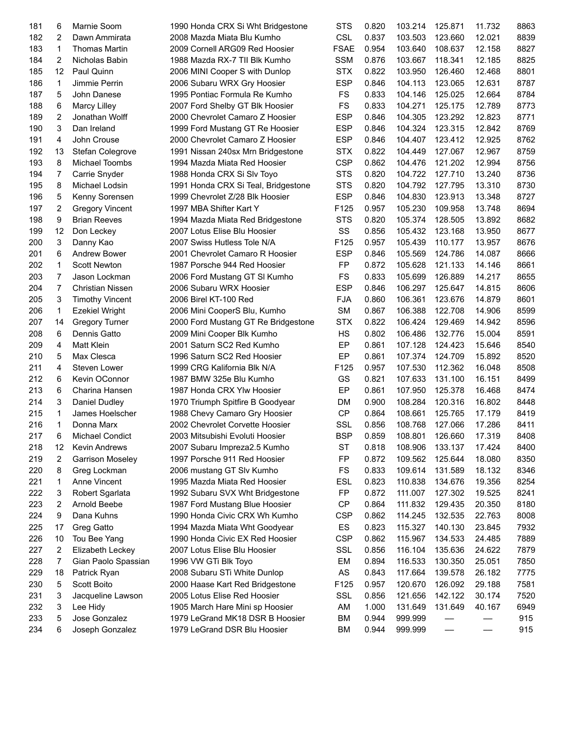| | | | | | | | | | |
|---|---|---|---|---|---|---|---|---|---|
| 181 | 6 | Marnie Soom | 1990 Honda CRX Si Wht Bridgestone | STS | 0.820 | 103.214 | 125.871 | 11.732 | 8863 |
| 182 | 2 | Dawn Ammirata | 2008 Mazda Miata Blu Kumho | CSL | 0.837 | 103.503 | 123.660 | 12.021 | 8839 |
| 183 | 1 | Thomas Martin | 2009 Cornell ARG09 Red Hoosier | FSAE | 0.954 | 103.640 | 108.637 | 12.158 | 8827 |
| 184 | 2 | Nicholas Babin | 1988 Mazda RX-7 TII Blk Kumho | SSM | 0.876 | 103.667 | 118.341 | 12.185 | 8825 |
| 185 | 12 | Paul Quinn | 2006 MINI Cooper S with Dunlop | STX | 0.822 | 103.950 | 126.460 | 12.468 | 8801 |
| 186 | 1 | Jimmie Perrin | 2006 Subaru WRX Gry Hoosier | ESP | 0.846 | 104.113 | 123.065 | 12.631 | 8787 |
| 187 | 5 | John Danese | 1995 Pontiac Formula Re Kumho | FS | 0.833 | 104.146 | 125.025 | 12.664 | 8784 |
| 188 | 6 | Marcy Lilley | 2007 Ford Shelby GT Blk Hoosier | FS | 0.833 | 104.271 | 125.175 | 12.789 | 8773 |
| 189 | 2 | Jonathan Wolff | 2000 Chevrolet Camaro Z Hoosier | ESP | 0.846 | 104.305 | 123.292 | 12.823 | 8771 |
| 190 | 3 | Dan Ireland | 1999 Ford Mustang GT Re Hoosier | ESP | 0.846 | 104.324 | 123.315 | 12.842 | 8769 |
| 191 | 4 | John Crouse | 2000 Chevrolet Camaro Z Hoosier | ESP | 0.846 | 104.407 | 123.412 | 12.925 | 8762 |
| 192 | 13 | Stefan Colegrove | 1991 Nissan 240sx Mrn Bridgestone | STX | 0.822 | 104.449 | 127.067 | 12.967 | 8759 |
| 193 | 8 | Michael Toombs | 1994 Mazda Miata Red Hoosier | CSP | 0.862 | 104.476 | 121.202 | 12.994 | 8756 |
| 194 | 7 | Carrie Snyder | 1988 Honda CRX Si Slv Toyo | STS | 0.820 | 104.722 | 127.710 | 13.240 | 8736 |
| 195 | 8 | Michael Lodsin | 1991 Honda CRX Si Teal, Bridgestone | STS | 0.820 | 104.792 | 127.795 | 13.310 | 8730 |
| 196 | 5 | Kenny Sorensen | 1999 Chevrolet Z/28 Blk Hoosier | ESP | 0.846 | 104.830 | 123.913 | 13.348 | 8727 |
| 197 | 2 | Gregory Vincent | 1997 MBA Shifter Kart Y | F125 | 0.957 | 105.230 | 109.958 | 13.748 | 8694 |
| 198 | 9 | Brian Reeves | 1994 Mazda Miata Red Bridgestone | STS | 0.820 | 105.374 | 128.505 | 13.892 | 8682 |
| 199 | 12 | Don Leckey | 2007 Lotus Elise Blu Hoosier | SS | 0.856 | 105.432 | 123.168 | 13.950 | 8677 |
| 200 | 3 | Danny Kao | 2007 Swiss Hutless Tole N/A | F125 | 0.957 | 105.439 | 110.177 | 13.957 | 8676 |
| 201 | 6 | Andrew Bower | 2001 Chevrolet Camaro R Hoosier | ESP | 0.846 | 105.569 | 124.786 | 14.087 | 8666 |
| 202 | 1 | Scott Newton | 1987 Porsche 944 Red Hoosier | FP | 0.872 | 105.628 | 121.133 | 14.146 | 8661 |
| 203 | 7 | Jason Lockman | 2006 Ford Mustang GT Sl Kumho | FS | 0.833 | 105.699 | 126.889 | 14.217 | 8655 |
| 204 | 7 | Christian Nissen | 2006 Subaru WRX Hoosier | ESP | 0.846 | 106.297 | 125.647 | 14.815 | 8606 |
| 205 | 3 | Timothy Vincent | 2006 Birel KT-100 Red | FJA | 0.860 | 106.361 | 123.676 | 14.879 | 8601 |
| 206 | 1 | Ezekiel Wright | 2006 Mini CooperS Blu, Kumho | SM | 0.867 | 106.388 | 122.708 | 14.906 | 8599 |
| 207 | 14 | Gregory Turner | 2000 Ford Mustang GT Re Bridgestone | STX | 0.822 | 106.424 | 129.469 | 14.942 | 8596 |
| 208 | 6 | Dennis Gatto | 2009 Mini Cooper Blk Kumho | HS | 0.802 | 106.486 | 132.776 | 15.004 | 8591 |
| 209 | 4 | Matt Klein | 2001 Saturn SC2 Red Kumho | EP | 0.861 | 107.128 | 124.423 | 15.646 | 8540 |
| 210 | 5 | Max Clesca | 1996 Saturn SC2 Red Hoosier | EP | 0.861 | 107.374 | 124.709 | 15.892 | 8520 |
| 211 | 4 | Steven Lower | 1999 CRG Kalifornia Blk N/A | F125 | 0.957 | 107.530 | 112.362 | 16.048 | 8508 |
| 212 | 6 | Kevin OConnor | 1987 BMW 325e Blu Kumho | GS | 0.821 | 107.633 | 131.100 | 16.151 | 8499 |
| 213 | 6 | Charina Hansen | 1987 Honda CRX Ylw Hoosier | EP | 0.861 | 107.950 | 125.378 | 16.468 | 8474 |
| 214 | 3 | Daniel Dudley | 1970 Triumph Spitfire B Goodyear | DM | 0.900 | 108.284 | 120.316 | 16.802 | 8448 |
| 215 | 1 | James Hoelscher | 1988 Chevy Camaro Gry Hoosier | CP | 0.864 | 108.661 | 125.765 | 17.179 | 8419 |
| 216 | 1 | Donna Marx | 2002 Chevrolet Corvette Hoosier | SSL | 0.856 | 108.768 | 127.066 | 17.286 | 8411 |
| 217 | 6 | Michael Condict | 2003 Mitsubishi Evoluti Hoosier | BSP | 0.859 | 108.801 | 126.660 | 17.319 | 8408 |
| 218 | 12 | Kevin Andrews | 2007 Subaru Impreza2.5 Kumho | ST | 0.818 | 108.906 | 133.137 | 17.424 | 8400 |
| 219 | 2 | Garrison Moseley | 1997 Porsche 911 Red Hoosier | FP | 0.872 | 109.562 | 125.644 | 18.080 | 8350 |
| 220 | 8 | Greg Lockman | 2006 mustang GT Slv Kumho | FS | 0.833 | 109.614 | 131.589 | 18.132 | 8346 |
| 221 | 1 | Anne Vincent | 1995 Mazda Miata Red Hoosier | ESL | 0.823 | 110.838 | 134.676 | 19.356 | 8254 |
| 222 | 3 | Robert Sgarlata | 1992 Subaru SVX Wht Bridgestone | FP | 0.872 | 111.007 | 127.302 | 19.525 | 8241 |
| 223 | 2 | Arnold Beebe | 1987 Ford Mustang Blue Hoosier | CP | 0.864 | 111.832 | 129.435 | 20.350 | 8180 |
| 224 | 9 | Dana Kuhns | 1990 Honda Civic CRX Wh Kumho | CSP | 0.862 | 114.245 | 132.535 | 22.763 | 8008 |
| 225 | 17 | Greg Gatto | 1994 Mazda Miata Wht Goodyear | ES | 0.823 | 115.327 | 140.130 | 23.845 | 7932 |
| 226 | 10 | Tou Bee Yang | 1990 Honda Civic EX Red Hoosier | CSP | 0.862 | 115.967 | 134.533 | 24.485 | 7889 |
| 227 | 2 | Elizabeth Leckey | 2007 Lotus Elise Blu Hoosier | SSL | 0.856 | 116.104 | 135.636 | 24.622 | 7879 |
| 228 | 7 | Gian Paolo Spassian | 1996 VW GTi Blk Toyo | EM | 0.894 | 116.533 | 130.350 | 25.051 | 7850 |
| 229 | 18 | Patrick Ryan | 2008 Subaru STi White Dunlop | AS | 0.843 | 117.664 | 139.578 | 26.182 | 7775 |
| 230 | 5 | Scott Boito | 2000 Haase Kart Red Bridgestone | F125 | 0.957 | 120.670 | 126.092 | 29.188 | 7581 |
| 231 | 3 | Jacqueline Lawson | 2005 Lotus Elise Red Hoosier | SSL | 0.856 | 121.656 | 142.122 | 30.174 | 7520 |
| 232 | 3 | Lee Hidy | 1905 March Hare Mini sp Hoosier | AM | 1.000 | 131.649 | 131.649 | 40.167 | 6949 |
| 233 | 5 | Jose Gonzalez | 1979 LeGrand MK18 DSR B Hoosier | BM | 0.944 | 999.999 | — | — | 915 |
| 234 | 6 | Joseph Gonzalez | 1979 LeGrand DSR Blu Hoosier | BM | 0.944 | 999.999 | — | — | 915 |